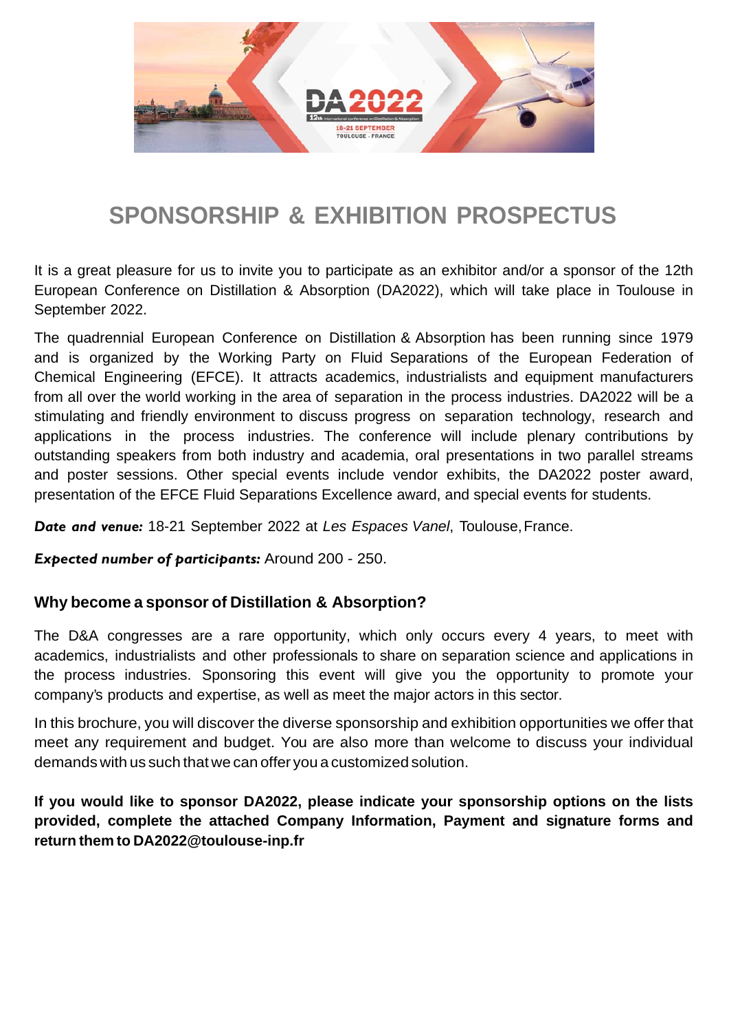# SPONSORSHIP & EXHIBITION PROSPECTUS

It is a great pleasure for us to invite you to participate as an exhibitor and/or a sponsor of the 12th European Conference on Distillation & Absorption (DA2022), which will take place in Toulouse in September 2022.

The quadrennial European Conference on Distillation & Absorption has been running since 1979 and is organized by the Working Party on Fluid Separations of the European Federation of Chemical Engineering (EFCE). It attracts academics, industrialists and equipment manufacturers from all over the world working in the area of separation in the process industries. DA2022 will be a stimulating and friendly environment to discuss progress on separation technology, research and applications in the process industries. The conference will include plenary contributions by outstanding speakers from both industry and academia, oral presentations in two parallel streams and poster sessions. Other special events include vendor exhibits, the DA2022 poster award, presentation of the EFCE Fluid Separations Excellence award, and special events for students.

***Date and venue:*** 18-21 September 2022 at *Les Espaces Vanel*, Toulouse, France.

***Expected number of participants:*** Around 200 - 250.

### Why become a sponsor of Distillation & Absorption?

The D&A congresses are a rare opportunity, which only occurs every 4 years, to meet with academics, industrialists and other professionals to share on separation science and applications in the process industries. Sponsoring this event will give you the opportunity to promote your company's products and expertise, as well as meet the major actors in this sector.

In this brochure, you will discover the diverse sponsorship and exhibition opportunities we offer that meet any requirement and budget. You are also more than welcome to discuss your individual demands with us such that we can offer you a customized solution.

**If you would like to sponsor DA2022, please indicate your sponsorship options on the lists provided, complete the attached Company Information, Payment and signature forms and return them to DA2022@toulouse-inp.fr**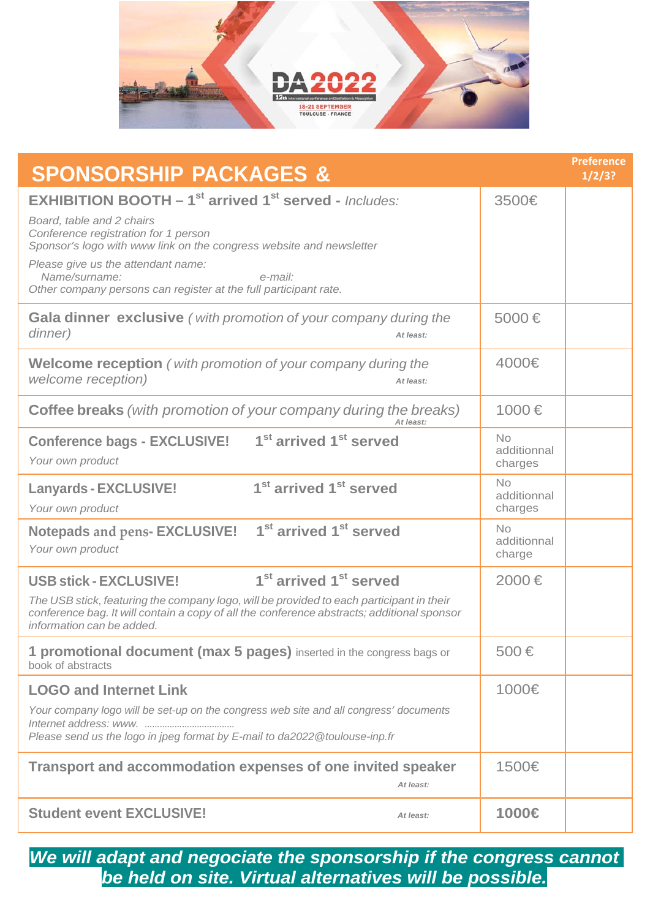| SPONSORSHIP PACKAGES & | | Preference 1/2/3? |
|---|---|---|
| **EXHIBITION BOOTH – 1st arrived 1st served -** *Includes:*<br>*Board, table and 2 chairs*<br>*Conference registration for 1 person*<br>*Sponsor's logo with www link on the congress website and newsletter*<br>*Please give us the attendant name:*<br>*Name/surname: e-mail:*<br>*Other company persons can register at the full participant rate.* | 3500€ | |
| **Gala dinner exclusive** *( with promotion of your company during the dinner)* ***At least:*** | 5000 € | |
| **Welcome reception** *( with promotion of your company during the welcome reception)* ***At least:*** | 4000€ | |
| **Coffee breaks** *(with promotion of your company during the breaks)* ***At least:*** | 1000 € | |
| **Conference bags - EXCLUSIVE! 1st arrived 1st served**<br>*Your own product* | No additionnal charges | |
| **Lanyards - EXCLUSIVE! 1st arrived 1st served**<br>*Your own product* | No additionnal charges | |
| **Notepads and pens- EXCLUSIVE! 1st arrived 1st served**<br>*Your own product* | No additionnal charge | |
| **USB stick - EXCLUSIVE! 1st arrived 1st served**<br>*The USB stick, featuring the company logo, will be provided to each participant in their conference bag. It will contain a copy of all the conference abstracts; additional sponsor information can be added.* | 2000 € | |
| **1 promotional document (max 5 pages)** inserted in the congress bags or book of abstracts | 500 € | |
| **LOGO and Internet Link**<br>*Your company logo will be set-up on the congress web site and all congress' documents*<br>*Internet address: www. ..................................*<br>*Please send us the logo in jpeg format by E-mail to da2022@toulouse-inp.fr* | 1000€ | |
| **Transport and accommodation expenses of one invited speaker** ***At least:*** | 1500€ | |
| **Student event EXCLUSIVE!** ***At least:*** | **1000€** | |

***We will adapt and negociate the sponsorship if the congress cannot be held on site. Virtual alternatives will be possible.***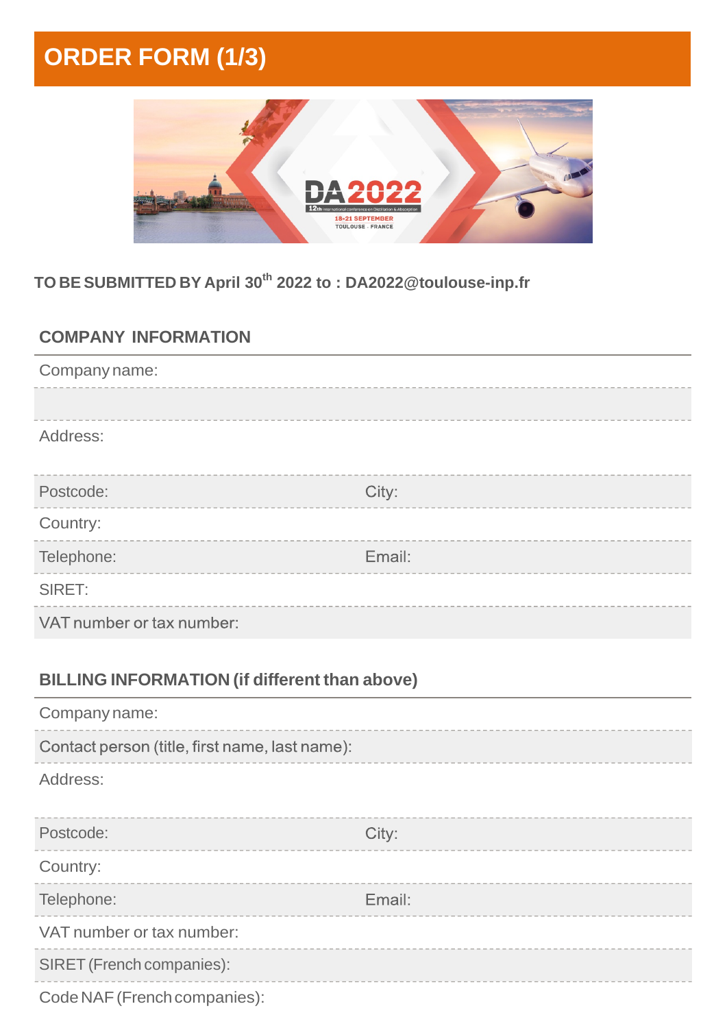# ORDER FORM (1/3)

**TO BE SUBMITTED BY April 30th 2022 to : DA2022@toulouse-inp.fr**

## COMPANY INFORMATION

| | |
|---|---|
| Company name: | |
| | |
| Address: | |
| Postcode: | City: |
| Country: | |
| Telephone: | Email: |
| SIRET: | |
| VAT number or tax number: | |

## BILLING INFORMATION (if different than above)

| | |
|---|---|
| Company name: | |
| Contact person (title, first name, last name): | |
| Address: | |
| Postcode: | City: |
| Country: | |
| Telephone: | Email: |
| VAT number or tax number: | |
| SIRET (French companies): | |
| Code NAF (French companies): | |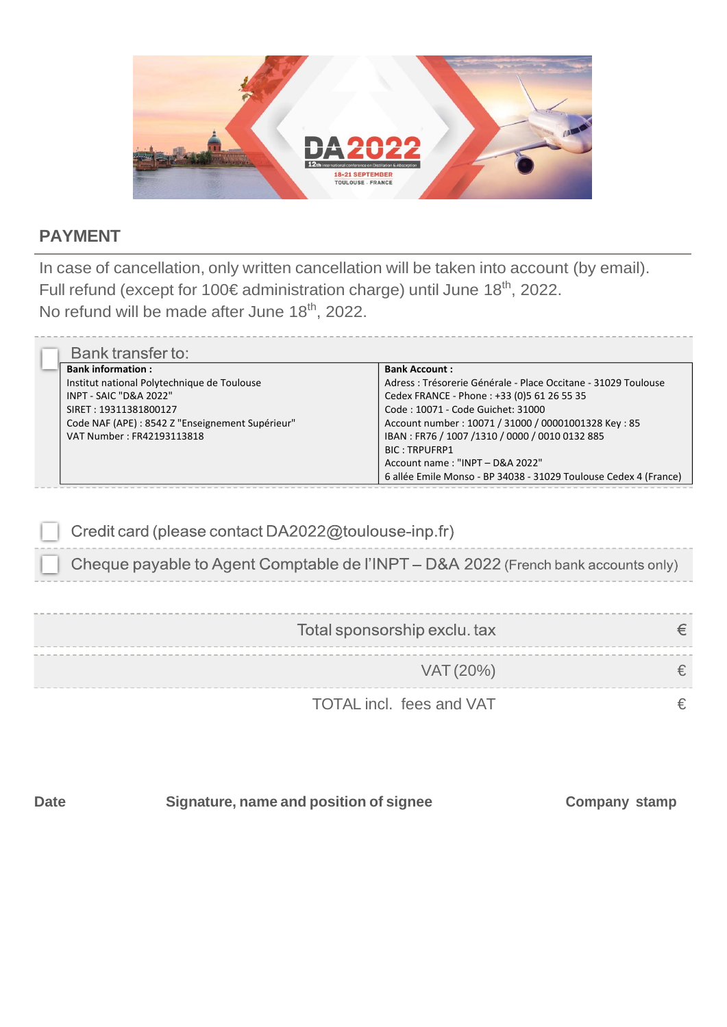## PAYMENT

In case of cancellation, only written cancellation will be taken into account (by email).
Full refund (except for 100€ administration charge) until June 18th, 2022.
No refund will be made after June 18th, 2022.

☐ Bank transfer to:

| Bank information : | Bank Account : |
|---|---|
| Institut national Polytechnique de Toulouse<br>INPT - SAIC "D&A 2022"<br>SIRET : 19311381800127<br>Code NAF (APE) : 8542 Z "Enseignement Supérieur"<br>VAT Number : FR42193113818 | Adress : Trésorerie Générale - Place Occitane - 31029 Toulouse Cedex FRANCE - Phone : +33 (0)5 61 26 55 35<br>Code : 10071 - Code Guichet: 31000<br>Account number : 10071 / 31000 / 00001001328 Key : 85<br>IBAN : FR76 / 1007 /1310 / 0000 / 0010 0132 885<br>BIC : TRPUFRP1<br>Account name : "INPT – D&A 2022"<br>6 allée Emile Monso - BP 34038 - 31029 Toulouse Cedex 4 (France) |

☐ Credit card (please contact DA2022@toulouse-inp.fr)

☐ Cheque payable to Agent Comptable de l'INPT – D&A 2022 (French bank accounts only)

| | |
|---|---|
| Total sponsorship exclu. tax | € |
| VAT (20%) | € |
| TOTAL incl. fees and VAT | € |

**Date** **Signature, name and position of signee** **Company stamp**